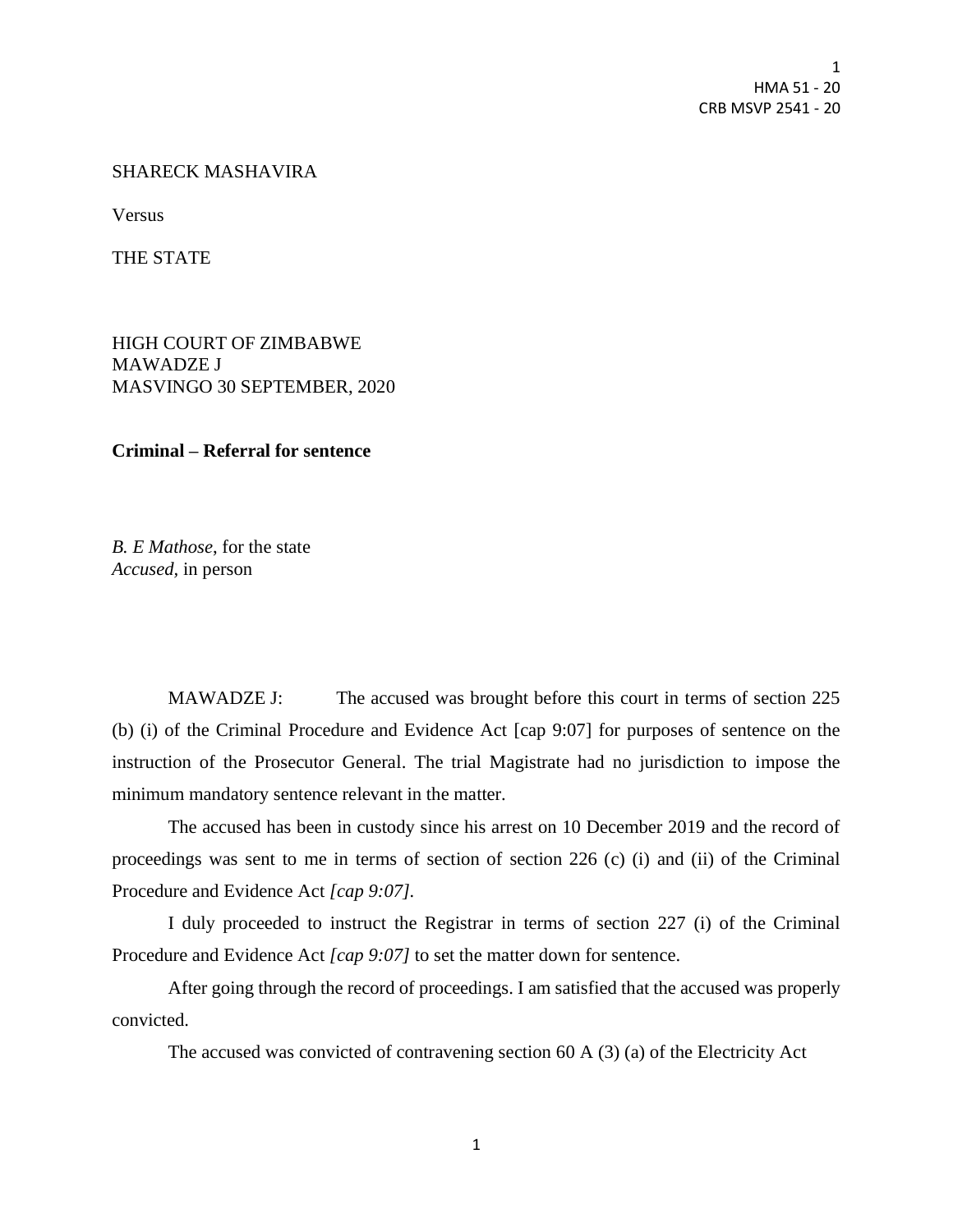SHARECK MASHAVIRA

Versus

THE STATE

HIGH COURT OF ZIMBABWE
MAWADZE J
MASVINGO 30 SEPTEMBER, 2020

**Criminal – Referral for sentence**

*B. E Mathose*, for the state
*Accused*, in person

MAWADZE J: The accused was brought before this court in terms of section 225 (b) (i) of the Criminal Procedure and Evidence Act [cap 9:07] for purposes of sentence on the instruction of the Prosecutor General. The trial Magistrate had no jurisdiction to impose the minimum mandatory sentence relevant in the matter.

The accused has been in custody since his arrest on 10 December 2019 and the record of proceedings was sent to me in terms of section of section 226 (c) (i) and (ii) of the Criminal Procedure and Evidence Act *[cap 9:07]*.

I duly proceeded to instruct the Registrar in terms of section 227 (i) of the Criminal Procedure and Evidence Act *[cap 9:07]* to set the matter down for sentence.

After going through the record of proceedings. I am satisfied that the accused was properly convicted.

The accused was convicted of contravening section 60 A (3) (a) of the Electricity Act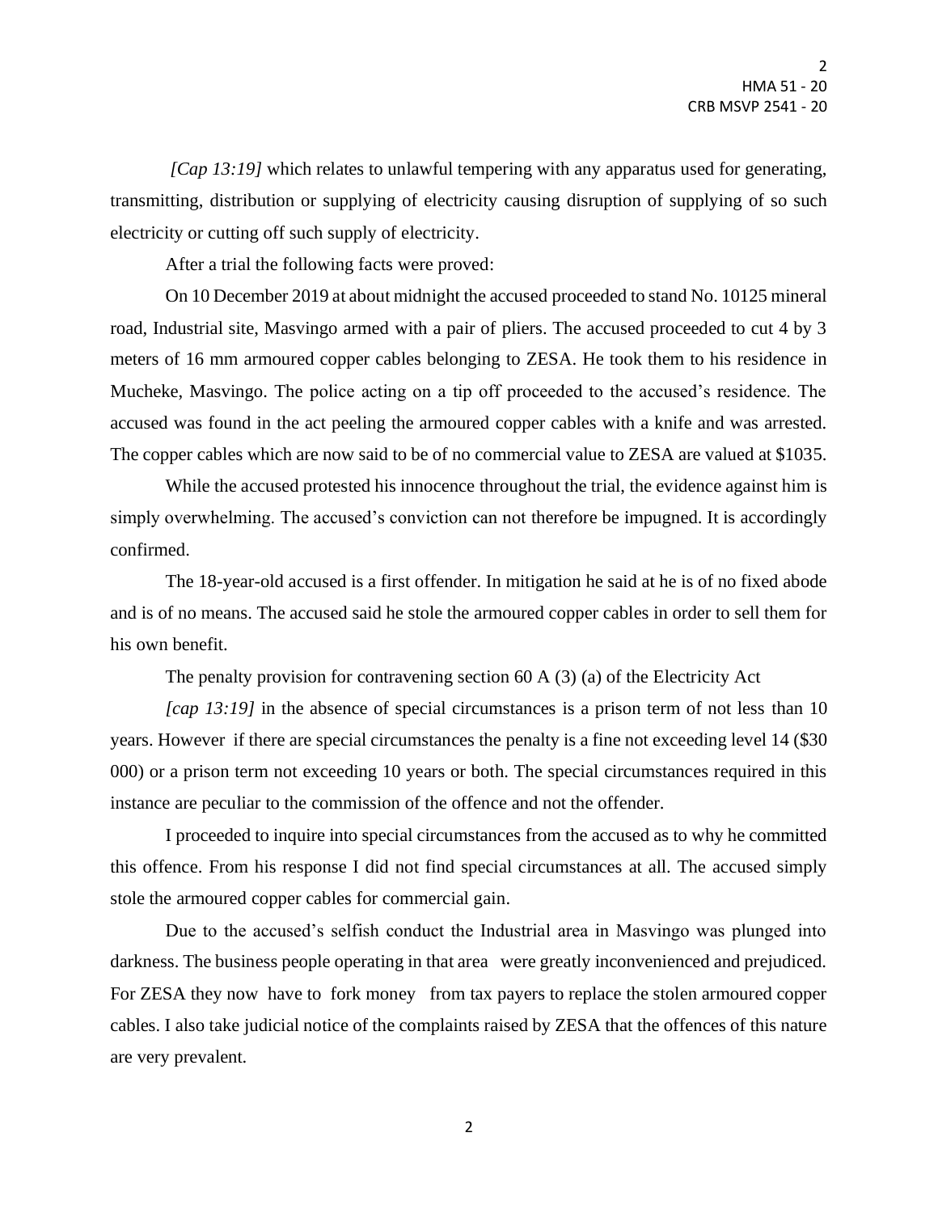*[Cap 13:19]* which relates to unlawful tempering with any apparatus used for generating, transmitting, distribution or supplying of electricity causing disruption of supplying of so such electricity or cutting off such supply of electricity.

After a trial the following facts were proved:

On 10 December 2019 at about midnight the accused proceeded to stand No. 10125 mineral road, Industrial site, Masvingo armed with a pair of pliers. The accused proceeded to cut 4 by 3 meters of 16 mm armoured copper cables belonging to ZESA. He took them to his residence in Mucheke, Masvingo. The police acting on a tip off proceeded to the accused's residence. The accused was found in the act peeling the armoured copper cables with a knife and was arrested. The copper cables which are now said to be of no commercial value to ZESA are valued at $1035.

While the accused protested his innocence throughout the trial, the evidence against him is simply overwhelming. The accused's conviction can not therefore be impugned. It is accordingly confirmed.

The 18-year-old accused is a first offender. In mitigation he said at he is of no fixed abode and is of no means. The accused said he stole the armoured copper cables in order to sell them for his own benefit.

The penalty provision for contravening section 60 A (3) (a) of the Electricity Act *[cap 13:19]* in the absence of special circumstances is a prison term of not less than 10 years. However if there are special circumstances the penalty is a fine not exceeding level 14 ($30 000) or a prison term not exceeding 10 years or both. The special circumstances required in this instance are peculiar to the commission of the offence and not the offender.

I proceeded to inquire into special circumstances from the accused as to why he committed this offence. From his response I did not find special circumstances at all. The accused simply stole the armoured copper cables for commercial gain.

Due to the accused's selfish conduct the Industrial area in Masvingo was plunged into darkness. The business people operating in that area were greatly inconvenienced and prejudiced. For ZESA they now have to fork money from tax payers to replace the stolen armoured copper cables. I also take judicial notice of the complaints raised by ZESA that the offences of this nature are very prevalent.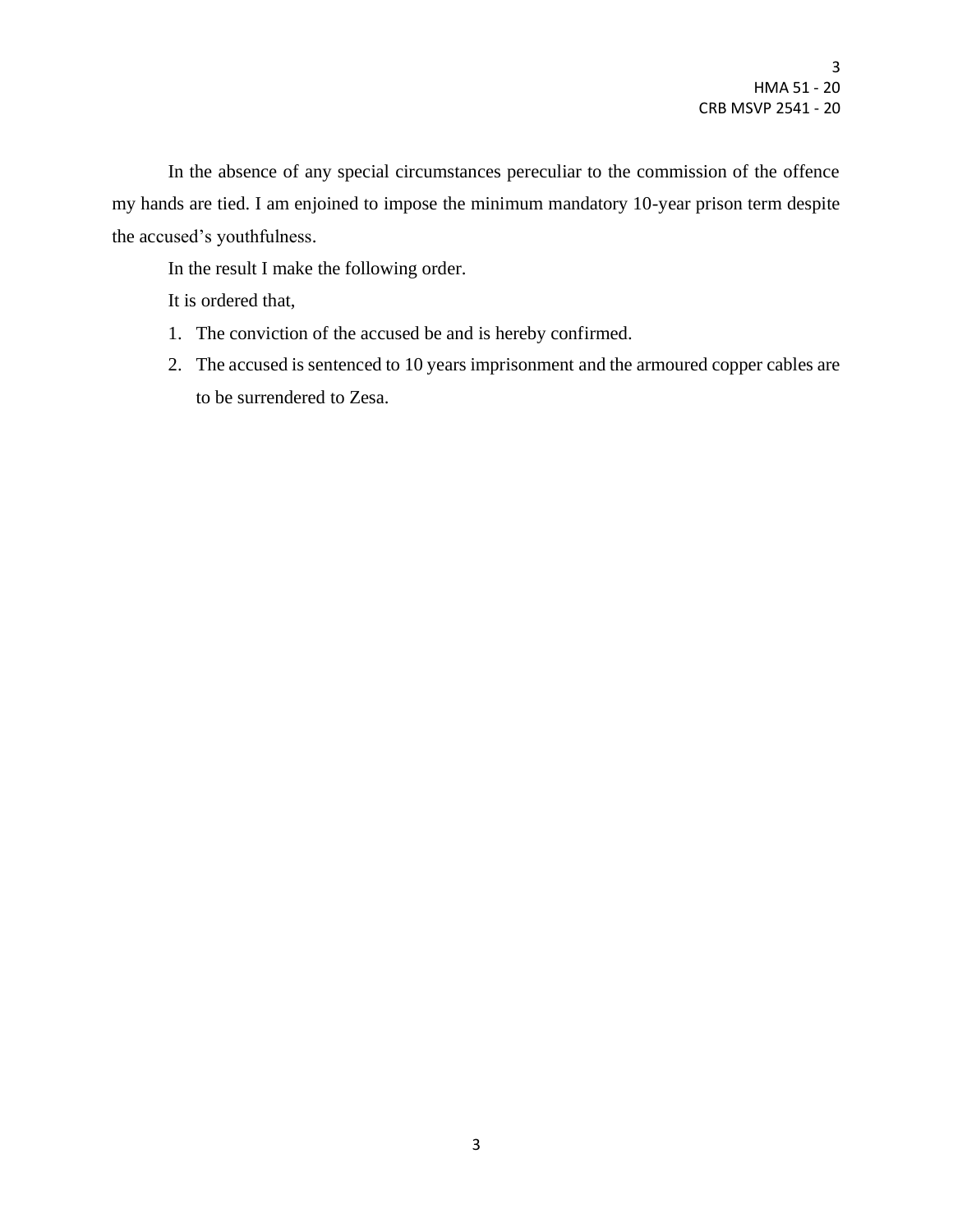In the absence of any special circumstances pereculiar to the commission of the offence my hands are tied. I am enjoined to impose the minimum mandatory 10-year prison term despite the accused's youthfulness.

In the result I make the following order.

It is ordered that,

1. The conviction of the accused be and is hereby confirmed.
2. The accused is sentenced to 10 years imprisonment and the armoured copper cables are to be surrendered to Zesa.